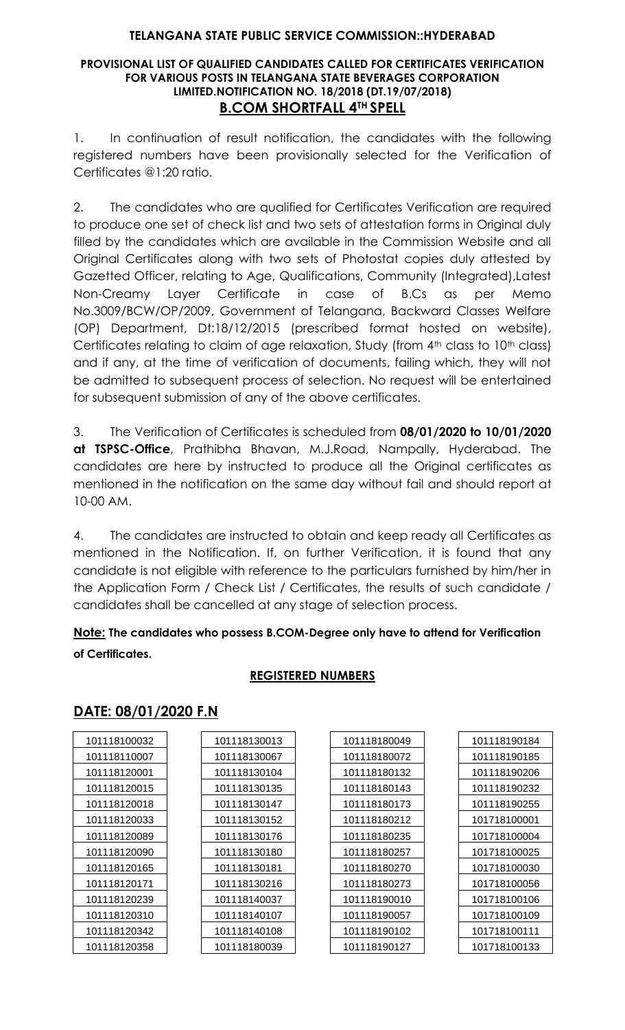**TELANGANA STATE PUBLIC SERVICE COMMISSION::HYDERABAD**

**PROVISIONAL LIST OF QUALIFIED CANDIDATES CALLED FOR CERTIFICATES VERIFICATION FOR VARIOUS POSTS IN TELANGANA STATE BEVERAGES CORPORATION LIMITED.NOTIFICATION NO. 18/2018 (DT.19/07/2018)**

**B.COM SHORTFALL 4TH SPELL**

1. In continuation of result notification, the candidates with the following registered numbers have been provisionally selected for the Verification of Certificates @1:20 ratio.

2. The candidates who are qualified for Certificates Verification are required to produce one set of check list and two sets of attestation forms in Original duly filled by the candidates which are available in the Commission Website and all Original Certificates along with two sets of Photostat copies duly attested by Gazetted Officer, relating to Age, Qualifications, Community (Integrated),Latest Non-Creamy Layer Certificate in case of B.Cs as per Memo No.3009/BCW/OP/2009, Government of Telangana, Backward Classes Welfare (OP) Department, Dt:18/12/2015 (prescribed format hosted on website), Certificates relating to claim of age relaxation, Study (from 4th class to 10th class) and if any, at the time of verification of documents, failing which, they will not be admitted to subsequent process of selection. No request will be entertained for subsequent submission of any of the above certificates.

3. The Verification of Certificates is scheduled from **08/01/2020 to 10/01/2020 at TSPSC-Office**, Prathibha Bhavan, M.J.Road, Nampally, Hyderabad. The candidates are here by instructed to produce all the Original certificates as mentioned in the notification on the same day without fail and should report at 10-00 AM.

4. The candidates are instructed to obtain and keep ready all Certificates as mentioned in the Notification. If, on further Verification, it is found that any candidate is not eligible with reference to the particulars furnished by him/her in the Application Form / Check List / Certificates, the results of such candidate / candidates shall be cancelled at any stage of selection process.

**Note: The candidates who possess B.COM-Degree only have to attend for Verification of Certificates.**

**REGISTERED NUMBERS**

## DATE: 08/01/2020 F.N

| | | | |
|---|---|---|---|
| 101118100032 | 101118130013 | 101118180049 | 101118190184 |
| 101118110007 | 101118130067 | 101118180072 | 101118190185 |
| 101118120001 | 101118130104 | 101118180132 | 101118190206 |
| 101118120015 | 101118130135 | 101118180143 | 101118190232 |
| 101118120018 | 101118130147 | 101118180173 | 101118190255 |
| 101118120033 | 101118130152 | 101118180212 | 101718100001 |
| 101118120089 | 101118130176 | 101118180235 | 101718100004 |
| 101118120090 | 101118130180 | 101118180257 | 101718100025 |
| 101118120165 | 101118130181 | 101118180270 | 101718100030 |
| 101118120171 | 101118130216 | 101118180273 | 101718100056 |
| 101118120239 | 101118140037 | 101118190010 | 101718100106 |
| 101118120310 | 101118140107 | 101118190057 | 101718100109 |
| 101118120342 | 101118140108 | 101118190102 | 101718100111 |
| 101118120358 | 101118180039 | 101118190127 | 101718100133 |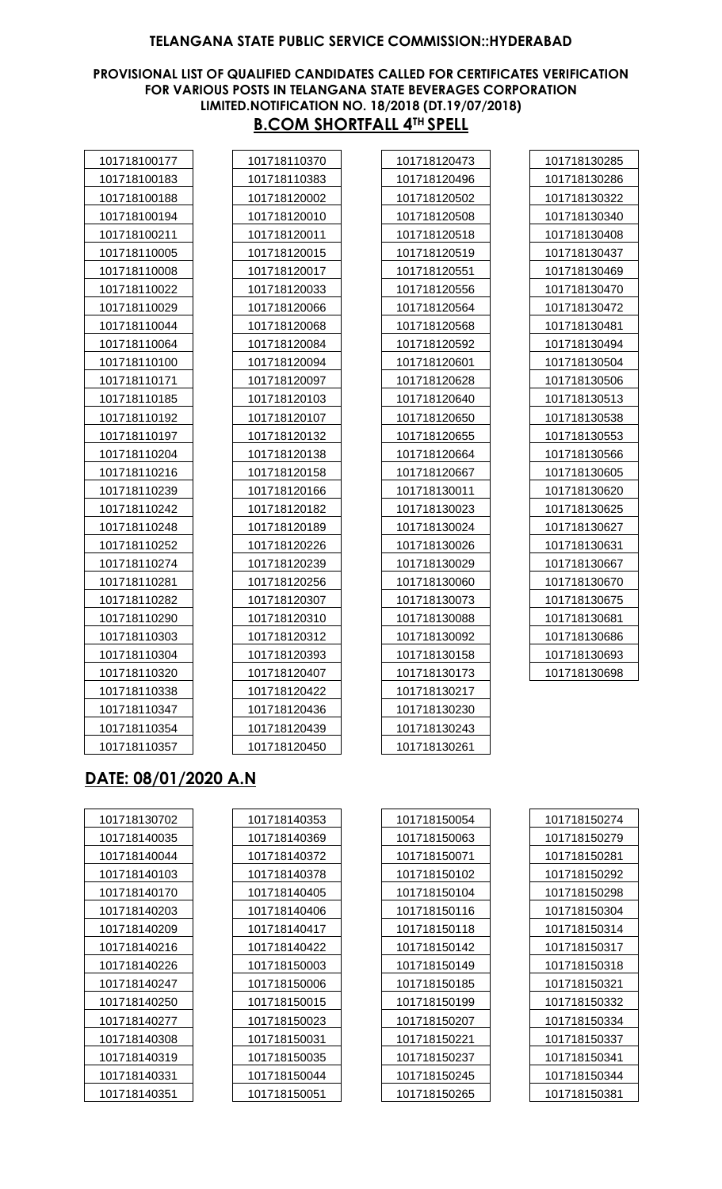**TELANGANA STATE PUBLIC SERVICE COMMISSION::HYDERABAD**

**PROVISIONAL LIST OF QUALIFIED CANDIDATES CALLED FOR CERTIFICATES VERIFICATION FOR VARIOUS POSTS IN TELANGANA STATE BEVERAGES CORPORATION LIMITED.NOTIFICATION NO. 18/2018 (DT.19/07/2018)**

## B.COM SHORTFALL 4TH SPELL

| | | | |
|---|---|---|---|
| 101718100177 | 101718110370 | 101718120473 | 101718130285 |
| 101718100183 | 101718110383 | 101718120496 | 101718130286 |
| 101718100188 | 101718120002 | 101718120502 | 101718130322 |
| 101718100194 | 101718120010 | 101718120508 | 101718130340 |
| 101718100211 | 101718120011 | 101718120518 | 101718130408 |
| 101718110005 | 101718120015 | 101718120519 | 101718130437 |
| 101718110008 | 101718120017 | 101718120551 | 101718130469 |
| 101718110022 | 101718120033 | 101718120556 | 101718130470 |
| 101718110029 | 101718120066 | 101718120564 | 101718130472 |
| 101718110044 | 101718120068 | 101718120568 | 101718130481 |
| 101718110064 | 101718120084 | 101718120592 | 101718130494 |
| 101718110100 | 101718120094 | 101718120601 | 101718130504 |
| 101718110171 | 101718120097 | 101718120628 | 101718130506 |
| 101718110185 | 101718120103 | 101718120640 | 101718130513 |
| 101718110192 | 101718120107 | 101718120650 | 101718130538 |
| 101718110197 | 101718120132 | 101718120655 | 101718130553 |
| 101718110204 | 101718120138 | 101718120664 | 101718130566 |
| 101718110216 | 101718120158 | 101718120667 | 101718130605 |
| 101718110239 | 101718120166 | 101718130011 | 101718130620 |
| 101718110242 | 101718120182 | 101718130023 | 101718130625 |
| 101718110248 | 101718120189 | 101718130024 | 101718130627 |
| 101718110252 | 101718120226 | 101718130026 | 101718130631 |
| 101718110274 | 101718120239 | 101718130029 | 101718130667 |
| 101718110281 | 101718120256 | 101718130060 | 101718130670 |
| 101718110282 | 101718120307 | 101718130073 | 101718130675 |
| 101718110290 | 101718120310 | 101718130088 | 101718130681 |
| 101718110303 | 101718120312 | 101718130092 | 101718130686 |
| 101718110304 | 101718120393 | 101718130158 | 101718130693 |
| 101718110320 | 101718120407 | 101718130173 | 101718130698 |
| 101718110338 | 101718120422 | 101718130217 | |
| 101718110347 | 101718120436 | 101718130230 | |
| 101718110354 | 101718120439 | 101718130243 | |
| 101718110357 | 101718120450 | 101718130261 | |

## DATE: 08/01/2020 A.N

| | | | |
|---|---|---|---|
| 101718130702 | 101718140353 | 101718150054 | 101718150274 |
| 101718140035 | 101718140369 | 101718150063 | 101718150279 |
| 101718140044 | 101718140372 | 101718150071 | 101718150281 |
| 101718140103 | 101718140378 | 101718150102 | 101718150292 |
| 101718140170 | 101718140405 | 101718150104 | 101718150298 |
| 101718140203 | 101718140406 | 101718150116 | 101718150304 |
| 101718140209 | 101718140417 | 101718150118 | 101718150314 |
| 101718140216 | 101718140422 | 101718150142 | 101718150317 |
| 101718140226 | 101718150003 | 101718150149 | 101718150318 |
| 101718140247 | 101718150006 | 101718150185 | 101718150321 |
| 101718140250 | 101718150015 | 101718150199 | 101718150332 |
| 101718140277 | 101718150023 | 101718150207 | 101718150334 |
| 101718140308 | 101718150031 | 101718150221 | 101718150337 |
| 101718140319 | 101718150035 | 101718150237 | 101718150341 |
| 101718140331 | 101718150044 | 101718150245 | 101718150344 |
| 101718140351 | 101718150051 | 101718150265 | 101718150381 |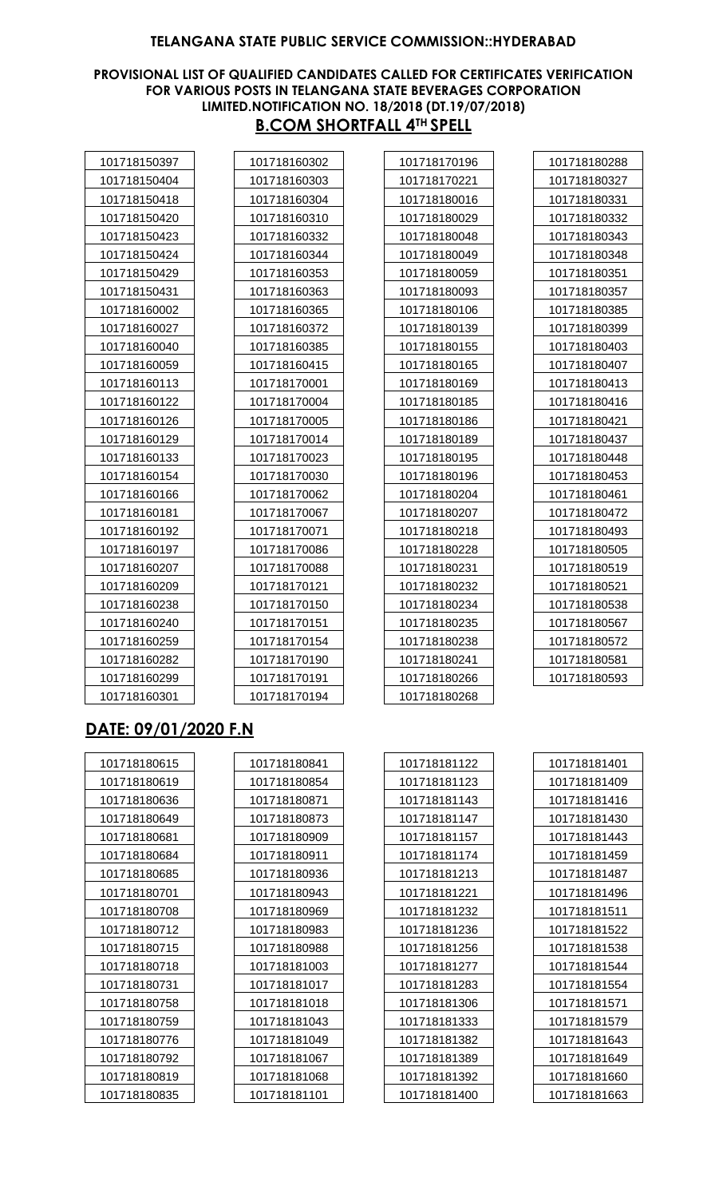**TELANGANA STATE PUBLIC SERVICE COMMISSION::HYDERABAD**

**PROVISIONAL LIST OF QUALIFIED CANDIDATES CALLED FOR CERTIFICATES VERIFICATION FOR VARIOUS POSTS IN TELANGANA STATE BEVERAGES CORPORATION LIMITED.NOTIFICATION NO. 18/2018 (DT.19/07/2018)**

**B.COM SHORTFALL 4TH SPELL**

| | | | |
|---|---|---|---|
| 101718150397 | 101718160302 | 101718170196 | 101718180288 |
| 101718150404 | 101718160303 | 101718170221 | 101718180327 |
| 101718150418 | 101718160304 | 101718180016 | 101718180331 |
| 101718150420 | 101718160310 | 101718180029 | 101718180332 |
| 101718150423 | 101718160332 | 101718180048 | 101718180343 |
| 101718150424 | 101718160344 | 101718180049 | 101718180348 |
| 101718150429 | 101718160353 | 101718180059 | 101718180351 |
| 101718150431 | 101718160363 | 101718180093 | 101718180357 |
| 101718160002 | 101718160365 | 101718180106 | 101718180385 |
| 101718160027 | 101718160372 | 101718180139 | 101718180399 |
| 101718160040 | 101718160385 | 101718180155 | 101718180403 |
| 101718160059 | 101718160415 | 101718180165 | 101718180407 |
| 101718160113 | 101718170001 | 101718180169 | 101718180413 |
| 101718160122 | 101718170004 | 101718180185 | 101718180416 |
| 101718160126 | 101718170005 | 101718180186 | 101718180421 |
| 101718160129 | 101718170014 | 101718180189 | 101718180437 |
| 101718160133 | 101718170023 | 101718180195 | 101718180448 |
| 101718160154 | 101718170030 | 101718180196 | 101718180453 |
| 101718160166 | 101718170062 | 101718180204 | 101718180461 |
| 101718160181 | 101718170067 | 101718180207 | 101718180472 |
| 101718160192 | 101718170071 | 101718180218 | 101718180493 |
| 101718160197 | 101718170086 | 101718180228 | 101718180505 |
| 101718160207 | 101718170088 | 101718180231 | 101718180519 |
| 101718160209 | 101718170121 | 101718180232 | 101718180521 |
| 101718160238 | 101718170150 | 101718180234 | 101718180538 |
| 101718160240 | 101718170151 | 101718180235 | 101718180567 |
| 101718160259 | 101718170154 | 101718180238 | 101718180572 |
| 101718160282 | 101718170190 | 101718180241 | 101718180581 |
| 101718160299 | 101718170191 | 101718180266 | 101718180593 |
| 101718160301 | 101718170194 | 101718180268 | |

## DATE: 09/01/2020 F.N

| | | | |
|---|---|---|---|
| 101718180615 | 101718180841 | 101718181122 | 101718181401 |
| 101718180619 | 101718180854 | 101718181123 | 101718181409 |
| 101718180636 | 101718180871 | 101718181143 | 101718181416 |
| 101718180649 | 101718180873 | 101718181147 | 101718181430 |
| 101718180681 | 101718180909 | 101718181157 | 101718181443 |
| 101718180684 | 101718180911 | 101718181174 | 101718181459 |
| 101718180685 | 101718180936 | 101718181213 | 101718181487 |
| 101718180701 | 101718180943 | 101718181221 | 101718181496 |
| 101718180708 | 101718180969 | 101718181232 | 101718181511 |
| 101718180712 | 101718180983 | 101718181236 | 101718181522 |
| 101718180715 | 101718180988 | 101718181256 | 101718181538 |
| 101718180718 | 101718181003 | 101718181277 | 101718181544 |
| 101718180731 | 101718181017 | 101718181283 | 101718181554 |
| 101718180758 | 101718181018 | 101718181306 | 101718181571 |
| 101718180759 | 101718181043 | 101718181333 | 101718181579 |
| 101718180776 | 101718181049 | 101718181382 | 101718181643 |
| 101718180792 | 101718181067 | 101718181389 | 101718181649 |
| 101718180819 | 101718181068 | 101718181392 | 101718181660 |
| 101718180835 | 101718181101 | 101718181400 | 101718181663 |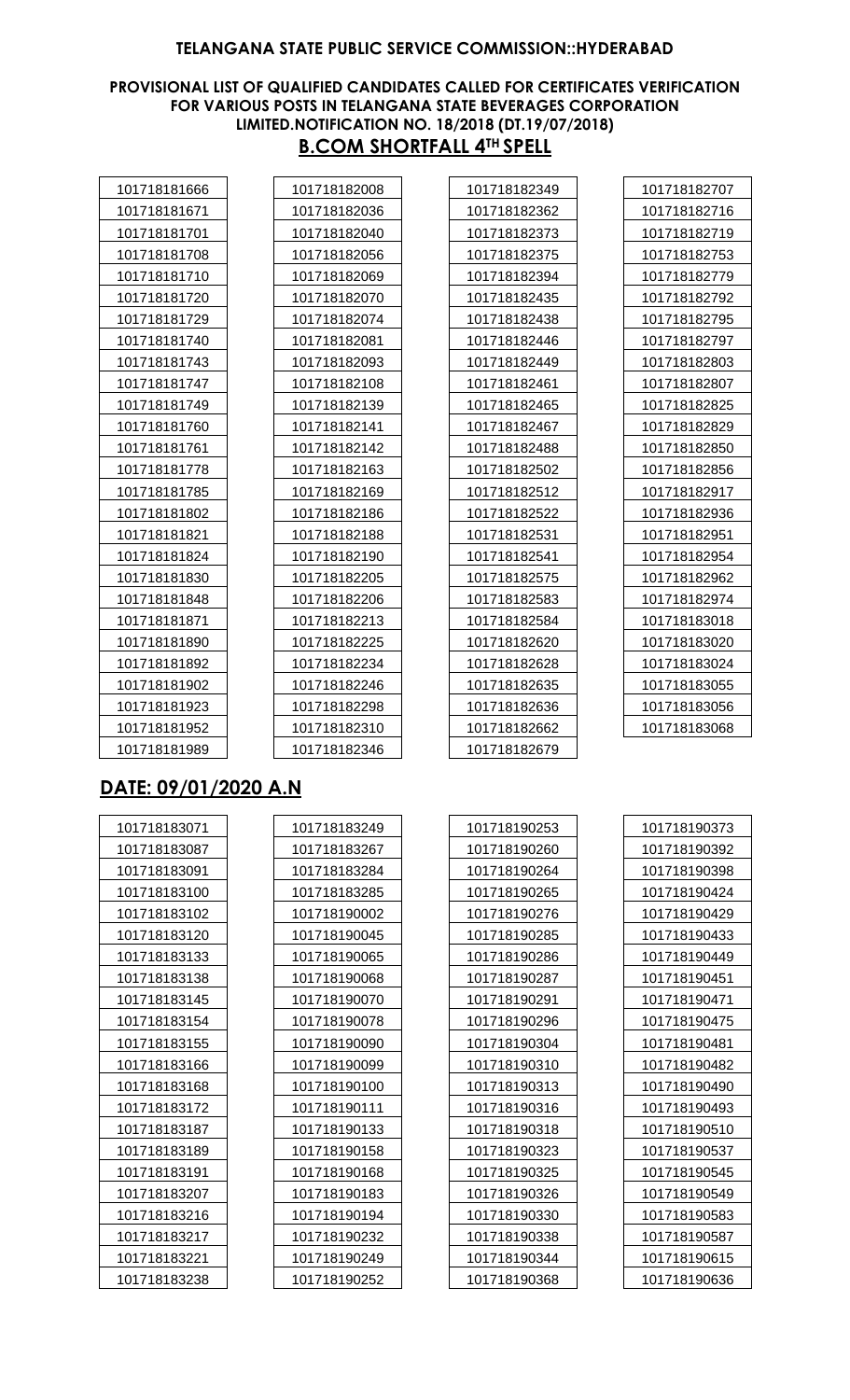## TELANGANA STATE PUBLIC SERVICE COMMISSION::HYDERABAD

### PROVISIONAL LIST OF QUALIFIED CANDIDATES CALLED FOR CERTIFICATES VERIFICATION FOR VARIOUS POSTS IN TELANGANA STATE BEVERAGES CORPORATION LIMITED.NOTIFICATION NO. 18/2018 (DT.19/07/2018)

### B.COM SHORTFALL 4TH SPELL

| | | | |
|---|---|---|---|
| 101718181666 | 101718182008 | 101718182349 | 101718182707 |
| 101718181671 | 101718182036 | 101718182362 | 101718182716 |
| 101718181701 | 101718182040 | 101718182373 | 101718182719 |
| 101718181708 | 101718182056 | 101718182375 | 101718182753 |
| 101718181710 | 101718182069 | 101718182394 | 101718182779 |
| 101718181720 | 101718182070 | 101718182435 | 101718182792 |
| 101718181729 | 101718182074 | 101718182438 | 101718182795 |
| 101718181740 | 101718182081 | 101718182446 | 101718182797 |
| 101718181743 | 101718182093 | 101718182449 | 101718182803 |
| 101718181747 | 101718182108 | 101718182461 | 101718182807 |
| 101718181749 | 101718182139 | 101718182465 | 101718182825 |
| 101718181760 | 101718182141 | 101718182467 | 101718182829 |
| 101718181761 | 101718182142 | 101718182488 | 101718182850 |
| 101718181778 | 101718182163 | 101718182502 | 101718182856 |
| 101718181785 | 101718182169 | 101718182512 | 101718182917 |
| 101718181802 | 101718182186 | 101718182522 | 101718182936 |
| 101718181821 | 101718182188 | 101718182531 | 101718182951 |
| 101718181824 | 101718182190 | 101718182541 | 101718182954 |
| 101718181830 | 101718182205 | 101718182575 | 101718182962 |
| 101718181848 | 101718182206 | 101718182583 | 101718182974 |
| 101718181871 | 101718182213 | 101718182584 | 101718183018 |
| 101718181890 | 101718182225 | 101718182620 | 101718183020 |
| 101718181892 | 101718182234 | 101718182628 | 101718183024 |
| 101718181902 | 101718182246 | 101718182635 | 101718183055 |
| 101718181923 | 101718182298 | 101718182636 | 101718183056 |
| 101718181952 | 101718182310 | 101718182662 | 101718183068 |
| 101718181989 | 101718182346 | 101718182679 | |

## DATE: 09/01/2020 A.N

| | | | |
|---|---|---|---|
| 101718183071 | 101718183249 | 101718190253 | 101718190373 |
| 101718183087 | 101718183267 | 101718190260 | 101718190392 |
| 101718183091 | 101718183284 | 101718190264 | 101718190398 |
| 101718183100 | 101718183285 | 101718190265 | 101718190424 |
| 101718183102 | 101718190002 | 101718190276 | 101718190429 |
| 101718183120 | 101718190045 | 101718190285 | 101718190433 |
| 101718183133 | 101718190065 | 101718190286 | 101718190449 |
| 101718183138 | 101718190068 | 101718190287 | 101718190451 |
| 101718183145 | 101718190070 | 101718190291 | 101718190471 |
| 101718183154 | 101718190078 | 101718190296 | 101718190475 |
| 101718183155 | 101718190090 | 101718190304 | 101718190481 |
| 101718183166 | 101718190099 | 101718190310 | 101718190482 |
| 101718183168 | 101718190100 | 101718190313 | 101718190490 |
| 101718183172 | 101718190111 | 101718190316 | 101718190493 |
| 101718183187 | 101718190133 | 101718190318 | 101718190510 |
| 101718183189 | 101718190158 | 101718190323 | 101718190537 |
| 101718183191 | 101718190168 | 101718190325 | 101718190545 |
| 101718183207 | 101718190183 | 101718190326 | 101718190549 |
| 101718183216 | 101718190194 | 101718190330 | 101718190583 |
| 101718183217 | 101718190232 | 101718190338 | 101718190587 |
| 101718183221 | 101718190249 | 101718190344 | 101718190615 |
| 101718183238 | 101718190252 | 101718190368 | 101718190636 |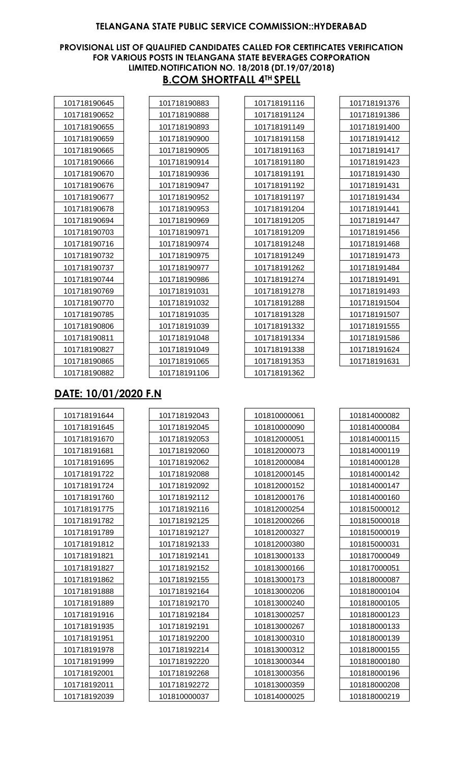**TELANGANA STATE PUBLIC SERVICE COMMISSION::HYDERABAD**

**PROVISIONAL LIST OF QUALIFIED CANDIDATES CALLED FOR CERTIFICATES VERIFICATION FOR VARIOUS POSTS IN TELANGANA STATE BEVERAGES CORPORATION LIMITED.NOTIFICATION NO. 18/2018 (DT.19/07/2018)**

**B.COM SHORTFALL 4TH SPELL**

| | | | |
|---|---|---|---|
| 101718190645 | 101718190883 | 101718191116 | 101718191376 |
| 101718190652 | 101718190888 | 101718191124 | 101718191386 |
| 101718190655 | 101718190893 | 101718191149 | 101718191400 |
| 101718190659 | 101718190900 | 101718191158 | 101718191412 |
| 101718190665 | 101718190905 | 101718191163 | 101718191417 |
| 101718190666 | 101718190914 | 101718191180 | 101718191423 |
| 101718190670 | 101718190936 | 101718191191 | 101718191430 |
| 101718190676 | 101718190947 | 101718191192 | 101718191431 |
| 101718190677 | 101718190952 | 101718191197 | 101718191434 |
| 101718190678 | 101718190953 | 101718191204 | 101718191441 |
| 101718190694 | 101718190969 | 101718191205 | 101718191447 |
| 101718190703 | 101718190971 | 101718191209 | 101718191456 |
| 101718190716 | 101718190974 | 101718191248 | 101718191468 |
| 101718190732 | 101718190975 | 101718191249 | 101718191473 |
| 101718190737 | 101718190977 | 101718191262 | 101718191484 |
| 101718190744 | 101718190986 | 101718191274 | 101718191491 |
| 101718190769 | 101718191031 | 101718191278 | 101718191493 |
| 101718190770 | 101718191032 | 101718191288 | 101718191504 |
| 101718190785 | 101718191035 | 101718191328 | 101718191507 |
| 101718190806 | 101718191039 | 101718191332 | 101718191555 |
| 101718190811 | 101718191048 | 101718191334 | 101718191586 |
| 101718190827 | 101718191049 | 101718191338 | 101718191624 |
| 101718190865 | 101718191065 | 101718191353 | 101718191631 |
| 101718190882 | 101718191106 | 101718191362 | |

## DATE: 10/01/2020 F.N

| | | | |
|---|---|---|---|
| 101718191644 | 101718192043 | 101810000061 | 101814000082 |
| 101718191645 | 101718192045 | 101810000090 | 101814000084 |
| 101718191670 | 101718192053 | 101812000051 | 101814000115 |
| 101718191681 | 101718192060 | 101812000073 | 101814000119 |
| 101718191695 | 101718192062 | 101812000084 | 101814000128 |
| 101718191722 | 101718192088 | 101812000145 | 101814000142 |
| 101718191724 | 101718192092 | 101812000152 | 101814000147 |
| 101718191760 | 101718192112 | 101812000176 | 101814000160 |
| 101718191775 | 101718192116 | 101812000254 | 101815000012 |
| 101718191782 | 101718192125 | 101812000266 | 101815000018 |
| 101718191789 | 101718192127 | 101812000327 | 101815000019 |
| 101718191812 | 101718192133 | 101812000380 | 101815000031 |
| 101718191821 | 101718192141 | 101813000133 | 101817000049 |
| 101718191827 | 101718192152 | 101813000166 | 101817000051 |
| 101718191862 | 101718192155 | 101813000173 | 101818000087 |
| 101718191888 | 101718192164 | 101813000206 | 101818000104 |
| 101718191889 | 101718192170 | 101813000240 | 101818000105 |
| 101718191916 | 101718192184 | 101813000257 | 101818000123 |
| 101718191935 | 101718192191 | 101813000267 | 101818000133 |
| 101718191951 | 101718192200 | 101813000310 | 101818000139 |
| 101718191978 | 101718192214 | 101813000312 | 101818000155 |
| 101718191999 | 101718192220 | 101813000344 | 101818000180 |
| 101718192001 | 101718192268 | 101813000356 | 101818000196 |
| 101718192011 | 101718192272 | 101813000359 | 101818000208 |
| 101718192039 | 101810000037 | 101814000025 | 101818000219 |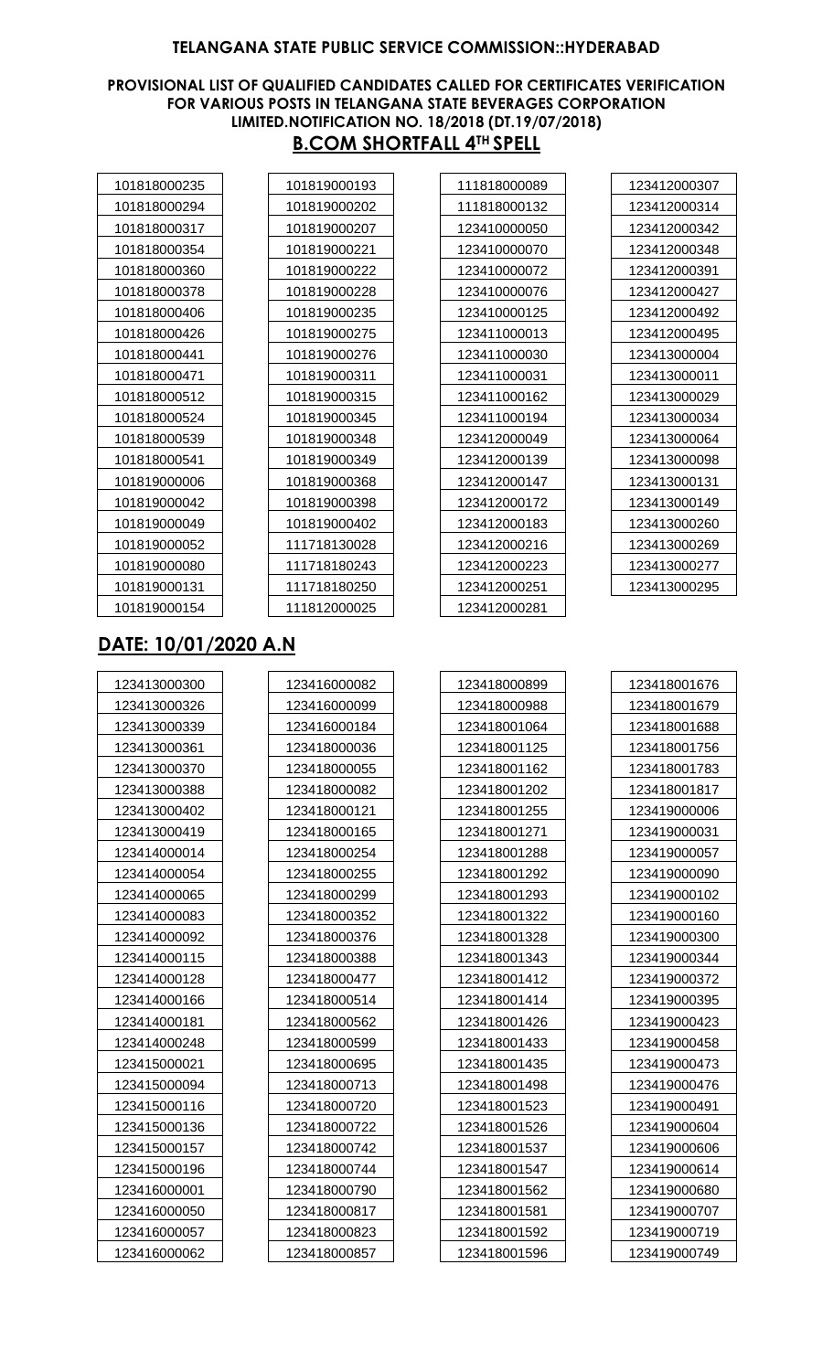**TELANGANA STATE PUBLIC SERVICE COMMISSION::HYDERABAD**

**PROVISIONAL LIST OF QUALIFIED CANDIDATES CALLED FOR CERTIFICATES VERIFICATION FOR VARIOUS POSTS IN TELANGANA STATE BEVERAGES CORPORATION LIMITED.NOTIFICATION NO. 18/2018 (DT.19/07/2018)**

**B.COM SHORTFALL 4TH SPELL**

| | | | |
|---|---|---|---|
| 101818000235 | 101819000193 | 111818000089 | 123412000307 |
| 101818000294 | 101819000202 | 111818000132 | 123412000314 |
| 101818000317 | 101819000207 | 123410000050 | 123412000342 |
| 101818000354 | 101819000221 | 123410000070 | 123412000348 |
| 101818000360 | 101819000222 | 123410000072 | 123412000391 |
| 101818000378 | 101819000228 | 123410000076 | 123412000427 |
| 101818000406 | 101819000235 | 123410000125 | 123412000492 |
| 101818000426 | 101819000275 | 123411000013 | 123412000495 |
| 101818000441 | 101819000276 | 123411000030 | 123413000004 |
| 101818000471 | 101819000311 | 123411000031 | 123413000011 |
| 101818000512 | 101819000315 | 123411000162 | 123413000029 |
| 101818000524 | 101819000345 | 123411000194 | 123413000034 |
| 101818000539 | 101819000348 | 123412000049 | 123413000064 |
| 101818000541 | 101819000349 | 123412000139 | 123413000098 |
| 101819000006 | 101819000368 | 123412000147 | 123413000131 |
| 101819000042 | 101819000398 | 123412000172 | 123413000149 |
| 101819000049 | 101819000402 | 123412000183 | 123413000260 |
| 101819000052 | 111718130028 | 123412000216 | 123413000269 |
| 101819000080 | 111718180243 | 123412000223 | 123413000277 |
| 101819000131 | 111718180250 | 123412000251 | 123413000295 |
| 101819000154 | 111812000025 | 123412000281 | |

## DATE: 10/01/2020 A.N

| | | | |
|---|---|---|---|
| 123413000300 | 123416000082 | 123418000899 | 123418001676 |
| 123413000326 | 123416000099 | 123418000988 | 123418001679 |
| 123413000339 | 123416000184 | 123418001064 | 123418001688 |
| 123413000361 | 123418000036 | 123418001125 | 123418001756 |
| 123413000370 | 123418000055 | 123418001162 | 123418001783 |
| 123413000388 | 123418000082 | 123418001202 | 123418001817 |
| 123413000402 | 123418000121 | 123418001255 | 123419000006 |
| 123413000419 | 123418000165 | 123418001271 | 123419000031 |
| 123414000014 | 123418000254 | 123418001288 | 123419000057 |
| 123414000054 | 123418000255 | 123418001292 | 123419000090 |
| 123414000065 | 123418000299 | 123418001293 | 123419000102 |
| 123414000083 | 123418000352 | 123418001322 | 123419000160 |
| 123414000092 | 123418000376 | 123418001328 | 123419000300 |
| 123414000115 | 123418000388 | 123418001343 | 123419000344 |
| 123414000128 | 123418000477 | 123418001412 | 123419000372 |
| 123414000166 | 123418000514 | 123418001414 | 123419000395 |
| 123414000181 | 123418000562 | 123418001426 | 123419000423 |
| 123414000248 | 123418000599 | 123418001433 | 123419000458 |
| 123415000021 | 123418000695 | 123418001435 | 123419000473 |
| 123415000094 | 123418000713 | 123418001498 | 123419000476 |
| 123415000116 | 123418000720 | 123418001523 | 123419000491 |
| 123415000136 | 123418000722 | 123418001526 | 123419000604 |
| 123415000157 | 123418000742 | 123418001537 | 123419000606 |
| 123415000196 | 123418000744 | 123418001547 | 123419000614 |
| 123416000001 | 123418000790 | 123418001562 | 123419000680 |
| 123416000050 | 123418000817 | 123418001581 | 123419000707 |
| 123416000057 | 123418000823 | 123418001592 | 123419000719 |
| 123416000062 | 123418000857 | 123418001596 | 123419000749 |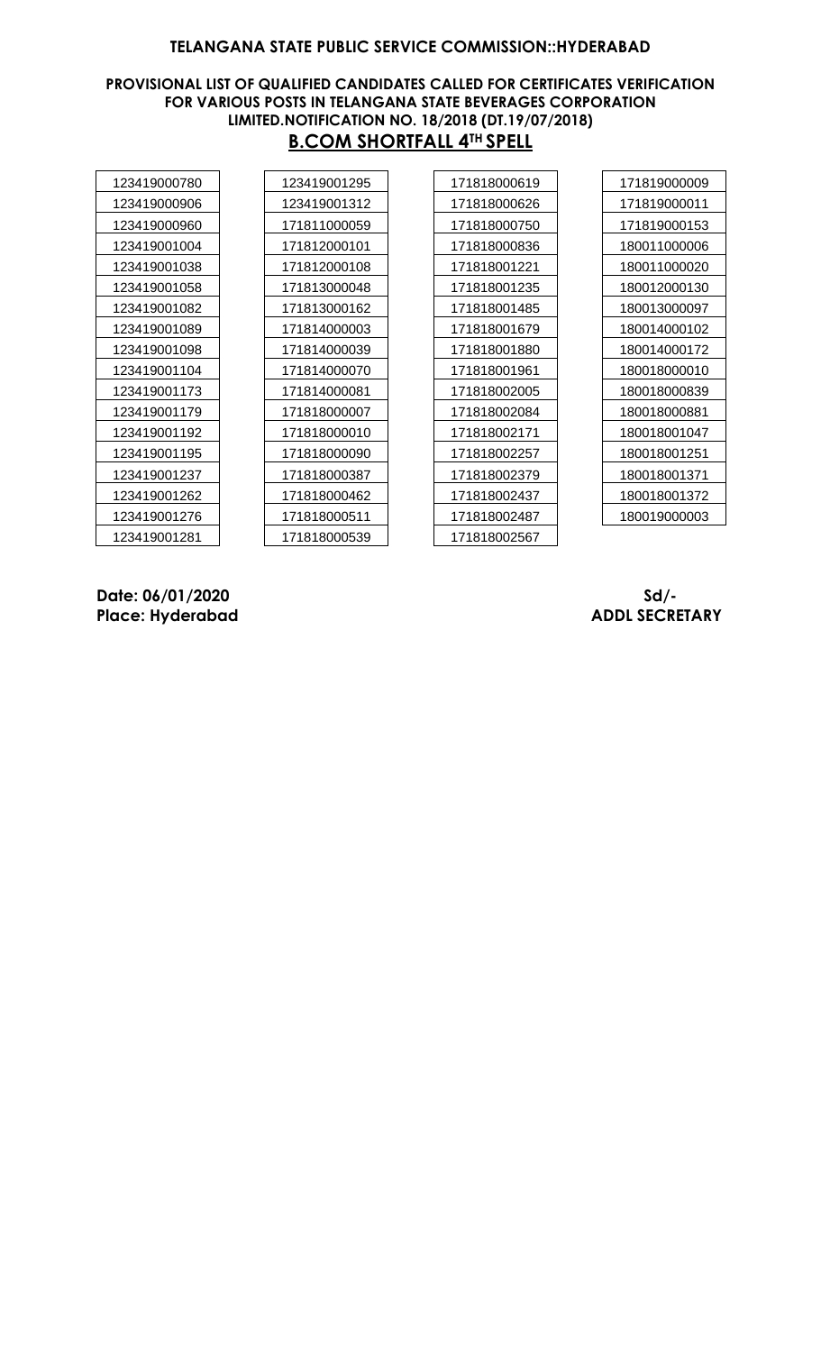**TELANGANA STATE PUBLIC SERVICE COMMISSION::HYDERABAD**

**PROVISIONAL LIST OF QUALIFIED CANDIDATES CALLED FOR CERTIFICATES VERIFICATION FOR VARIOUS POSTS IN TELANGANA STATE BEVERAGES CORPORATION LIMITED.NOTIFICATION NO. 18/2018 (DT.19/07/2018)**

**B.COM SHORTFALL 4TH SPELL**

| | | | |
|---|---|---|---|
| 123419000780 | 123419001295 | 171818000619 | 171819000009 |
| 123419000906 | 123419001312 | 171818000626 | 171819000011 |
| 123419000960 | 171811000059 | 171818000750 | 171819000153 |
| 123419001004 | 171812000101 | 171818000836 | 180011000006 |
| 123419001038 | 171812000108 | 171818001221 | 180011000020 |
| 123419001058 | 171813000048 | 171818001235 | 180012000130 |
| 123419001082 | 171813000162 | 171818001485 | 180013000097 |
| 123419001089 | 171814000003 | 171818001679 | 180014000102 |
| 123419001098 | 171814000039 | 171818001880 | 180014000172 |
| 123419001104 | 171814000070 | 171818001961 | 180018000010 |
| 123419001173 | 171814000081 | 171818002005 | 180018000839 |
| 123419001179 | 171818000007 | 171818002084 | 180018000881 |
| 123419001192 | 171818000010 | 171818002171 | 180018001047 |
| 123419001195 | 171818000090 | 171818002257 | 180018001251 |
| 123419001237 | 171818000387 | 171818002379 | 180018001371 |
| 123419001262 | 171818000462 | 171818002437 | 180018001372 |
| 123419001276 | 171818000511 | 171818002487 | 180019000003 |
| 123419001281 | 171818000539 | 171818002567 | |

**Date: 06/01/2020**
**Place: Hyderabad**

**Sd/-**
**ADDL SECRETARY**